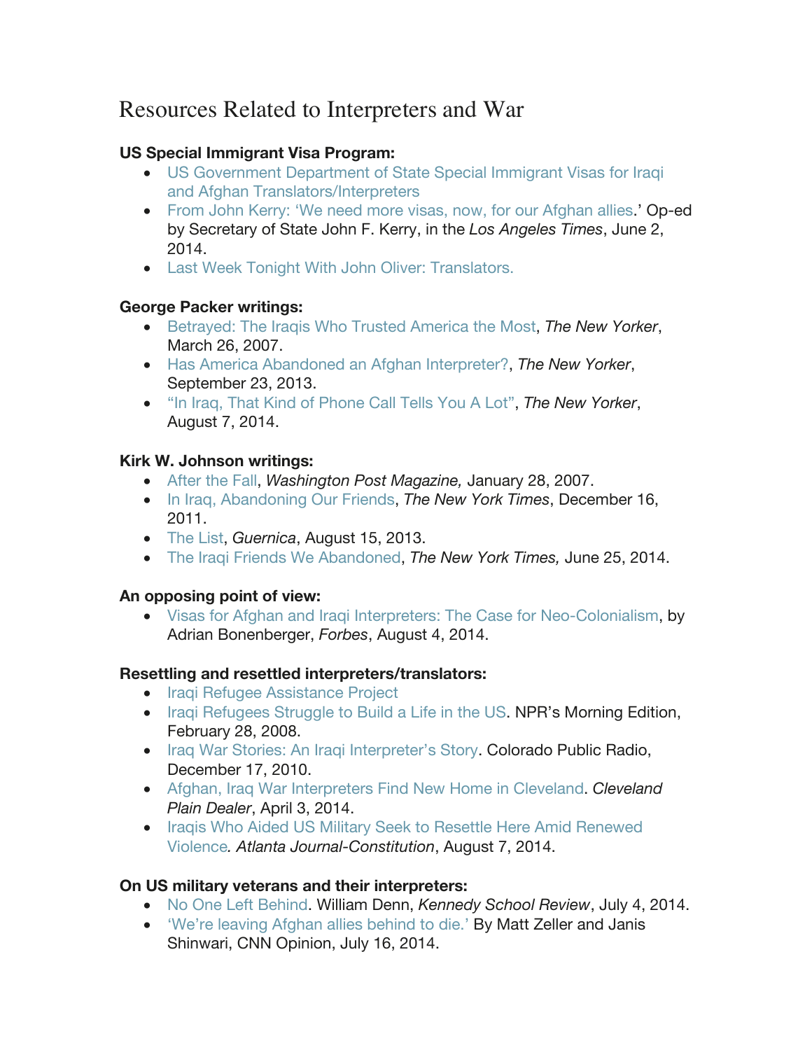# Resources Related to Interpreters and War

**US Special Immigrant Visa Program:**

- US Government Department of State Special Immigrant Visas for Iraqi and Afghan Translators/Interpreters
- From John Kerry: 'We need more visas, now, for our Afghan allies.' Op-ed by Secretary of State John F. Kerry, in the *Los Angeles Times*, June 2, 2014.
- Last Week Tonight With John Oliver: Translators.

**George Packer writings:**

- Betrayed: The Iraqis Who Trusted America the Most, *The New Yorker*, March 26, 2007.
- Has America Abandoned an Afghan Interpreter?, *The New Yorker*, September 23, 2013.
- "In Iraq, That Kind of Phone Call Tells You A Lot", *The New Yorker*, August 7, 2014.

**Kirk W. Johnson writings:**

- After the Fall, *Washington Post Magazine,* January 28, 2007.
- In Iraq, Abandoning Our Friends, *The New York Times*, December 16, 2011.
- The List, *Guernica*, August 15, 2013.
- The Iraqi Friends We Abandoned, *The New York Times,* June 25, 2014.

**An opposing point of view:**

- Visas for Afghan and Iraqi Interpreters: The Case for Neo-Colonialism, by Adrian Bonenberger, *Forbes*, August 4, 2014.

**Resettling and resettled interpreters/translators:**

- Iraqi Refugee Assistance Project
- Iraqi Refugees Struggle to Build a Life in the US. NPR's Morning Edition, February 28, 2008.
- Iraq War Stories: An Iraqi Interpreter's Story. Colorado Public Radio, December 17, 2010.
- Afghan, Iraq War Interpreters Find New Home in Cleveland. *Cleveland Plain Dealer*, April 3, 2014.
- Iraqis Who Aided US Military Seek to Resettle Here Amid Renewed Violence*. Atlanta Journal-Constitution*, August 7, 2014.

**On US military veterans and their interpreters:**

- No One Left Behind. William Denn, *Kennedy School Review*, July 4, 2014.
- 'We're leaving Afghan allies behind to die.' By Matt Zeller and Janis Shinwari, CNN Opinion, July 16, 2014.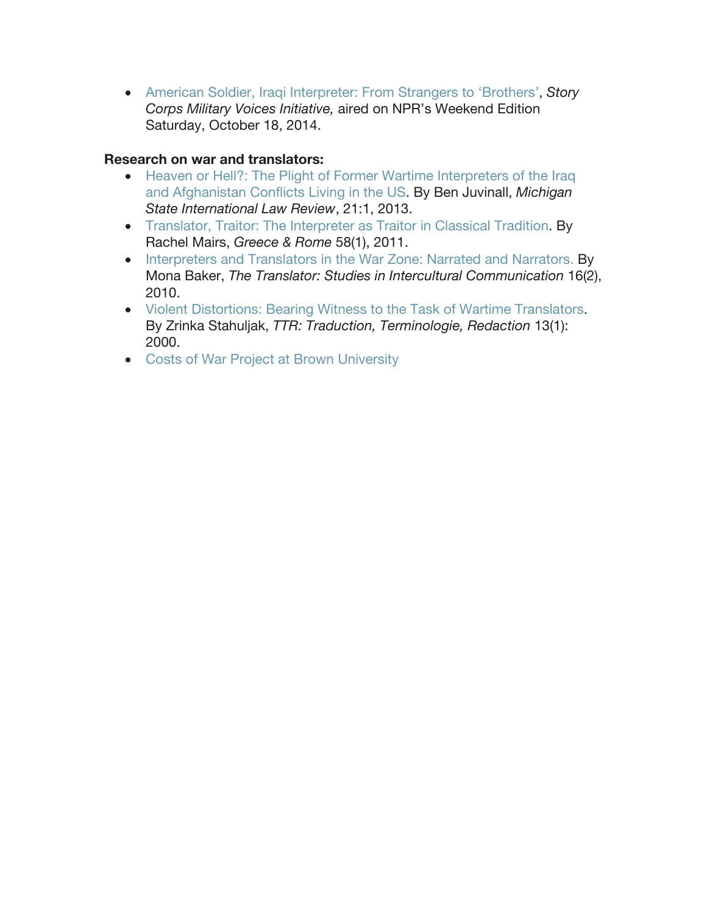- American Soldier, Iraqi Interpreter: From Strangers to 'Brothers', *Story Corps Military Voices Initiative,* aired on NPR's Weekend Edition Saturday, October 18, 2014.

**Research on war and translators:**

- Heaven or Hell?: The Plight of Former Wartime Interpreters of the Iraq and Afghanistan Conflicts Living in the US. By Ben Juvinall, *Michigan State International Law Review*, 21:1, 2013.
- Translator, Traitor: The Interpreter as Traitor in Classical Tradition. By Rachel Mairs, *Greece & Rome* 58(1), 2011.
- Interpreters and Translators in the War Zone: Narrated and Narrators. By Mona Baker, *The Translator: Studies in Intercultural Communication* 16(2), 2010.
- Violent Distortions: Bearing Witness to the Task of Wartime Translators. By Zrinka Stahuljak, *TTR: Traduction, Terminologie, Redaction* 13(1): 2000.
- Costs of War Project at Brown University